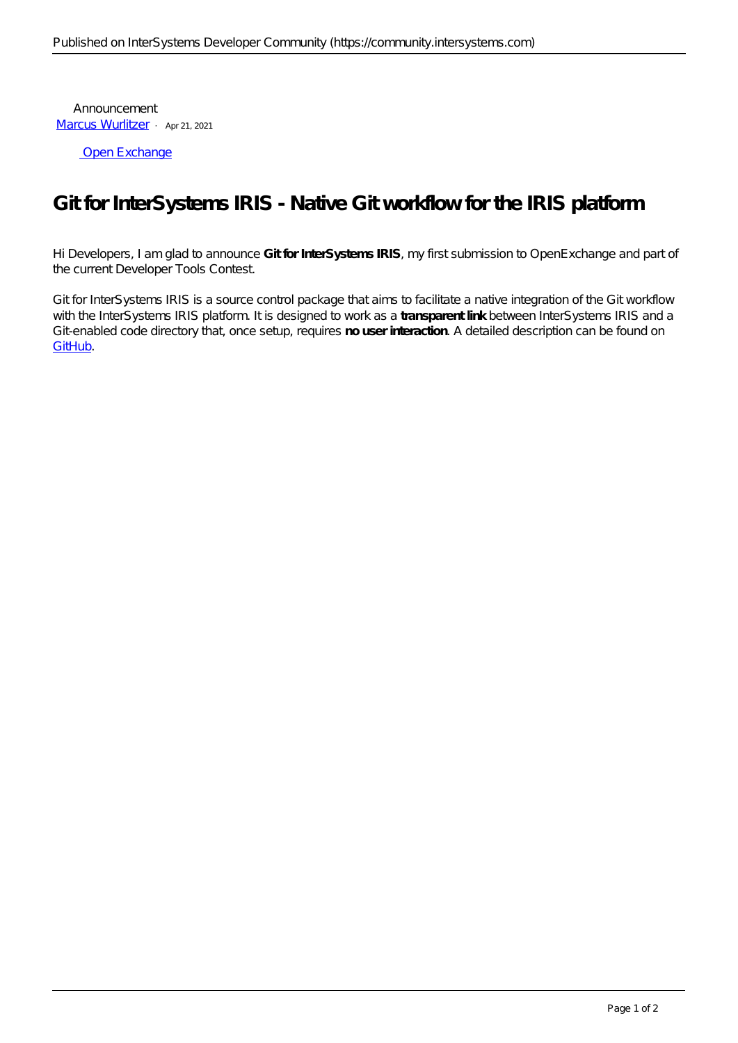Announcement
Marcus Wurlitzer · Apr 21, 2021

Open Exchange

# Git for InterSystems IRIS - Native Git workflow for the IRIS platform

Hi Developers, I am glad to announce **Git for InterSystems IRIS**, my first submission to OpenExchange and part of the current Developer Tools Contest.

Git for InterSystems IRIS is a source control package that aims to facilitate a native integration of the Git workflow with the InterSystems IRIS platform. It is designed to work as a **transparent link** between InterSystems IRIS and a Git-enabled code directory that, once setup, requires **no user interaction**. A detailed description can be found on GitHub.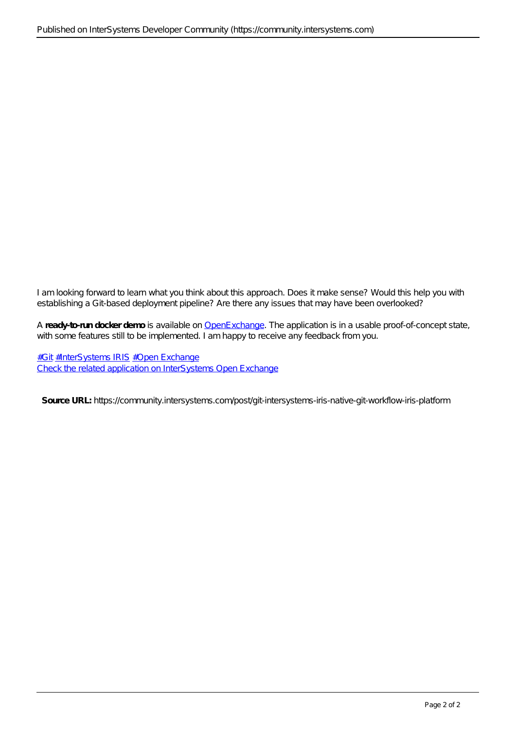I am looking forward to learn what you think about this approach. Does it make sense? Would this help you with establishing a Git-based deployment pipeline? Are there any issues that may have been overlooked?

A **ready-to-run docker demo** is available on OpenExchange. The application is in a usable proof-of-concept state, with some features still to be implemented. I am happy to receive any feedback from you.

#Git #InterSystems IRIS #Open Exchange
Check the related application on InterSystems Open Exchange

**Source URL:** https://community.intersystems.com/post/git-intersystems-iris-native-git-workflow-iris-platform